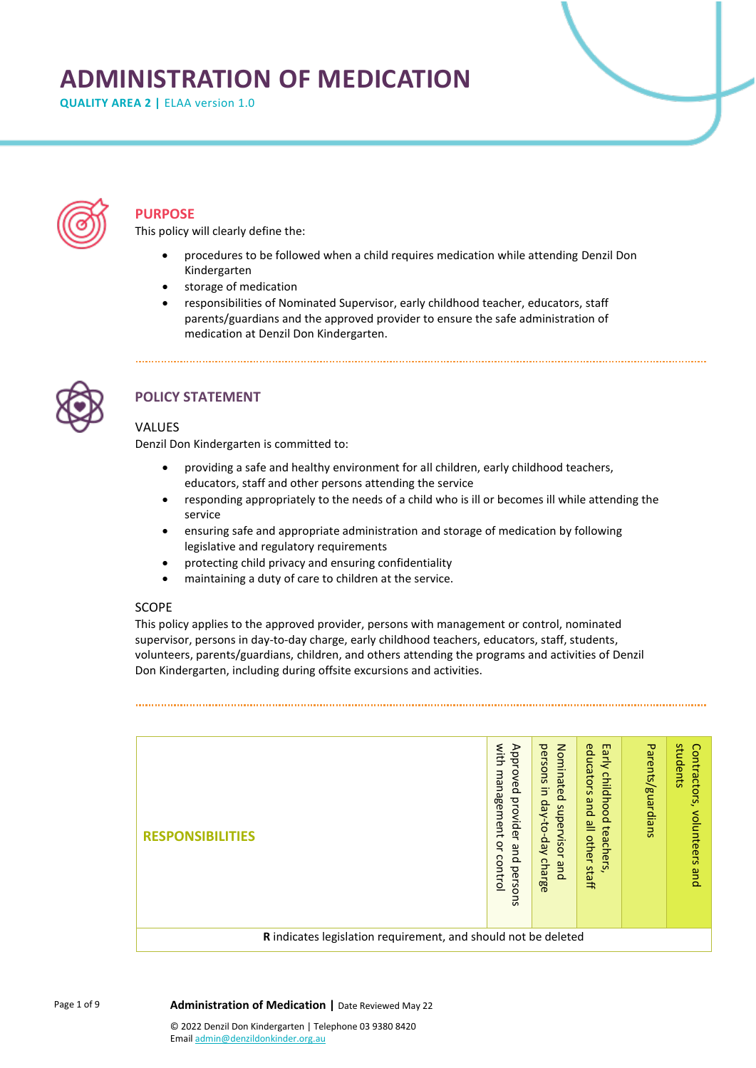# ADMINISTRATION OF MEDICATION

**QUALITY AREA 2 |** ELAA version 1.0

## PURPOSE

This policy will clearly define the:

- procedures to be followed when a child requires medication while attending Denzil Don Kindergarten
- storage of medication
- responsibilities of Nominated Supervisor, early childhood teacher, educators, staff parents/guardians and the approved provider to ensure the safe administration of medication at Denzil Don Kindergarten.

## POLICY STATEMENT

### VALUES

Denzil Don Kindergarten is committed to:

- providing a safe and healthy environment for all children, early childhood teachers, educators, staff and other persons attending the service
- responding appropriately to the needs of a child who is ill or becomes ill while attending the service
- ensuring safe and appropriate administration and storage of medication by following legislative and regulatory requirements
- protecting child privacy and ensuring confidentiality
- maintaining a duty of care to children at the service.

### SCOPE

This policy applies to the approved provider, persons with management or control, nominated supervisor, persons in day-to-day charge, early childhood teachers, educators, staff, students, volunteers, parents/guardians, children, and others attending the programs and activities of Denzil Don Kindergarten, including during offsite excursions and activities.

| RESPONSIBILITIES | Approved provider and persons with management or control | Nominated supervisor and persons in day-to-day charge | Early childhood teachers, educators and all other staff | Parents/guardians | Contractors, volunteers and students |
|---|---|---|---|---|---|
| **R** indicates legislation requirement, and should not be deleted | | | | | |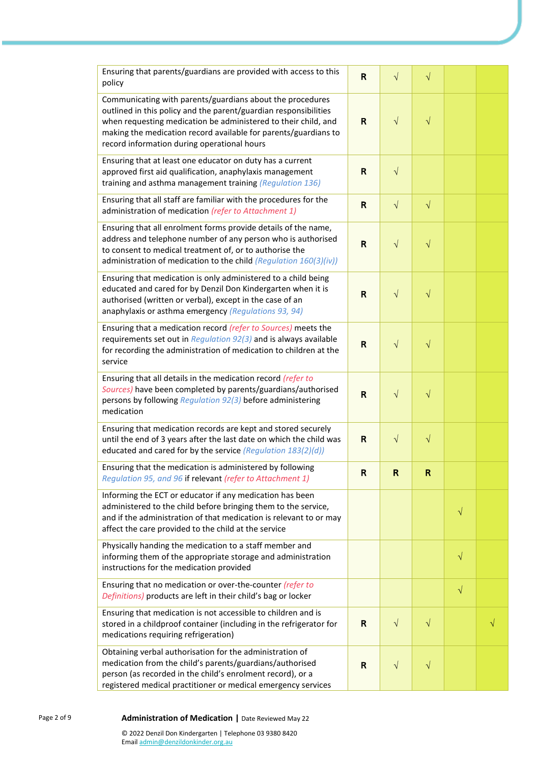| | | | | | |
|---|---|---|---|---|---|
| Ensuring that parents/guardians are provided with access to this policy | **R** | √ | √ | | |
| Communicating with parents/guardians about the procedures outlined in this policy and the parent/guardian responsibilities when requesting medication be administered to their child, and making the medication record available for parents/guardians to record information during operational hours | **R** | √ | √ | | |
| Ensuring that at least one educator on duty has a current approved first aid qualification, anaphylaxis management training and asthma management training *(Regulation 136)* | **R** | √ | | | |
| Ensuring that all staff are familiar with the procedures for the administration of medication *(refer to Attachment 1)* | **R** | √ | √ | | |
| Ensuring that all enrolment forms provide details of the name, address and telephone number of any person who is authorised to consent to medical treatment of, or to authorise the administration of medication to the child *(Regulation 160(3)(iv))* | **R** | √ | √ | | |
| Ensuring that medication is only administered to a child being educated and cared for by Denzil Don Kindergarten when it is authorised (written or verbal), except in the case of an anaphylaxis or asthma emergency *(Regulations 93, 94)* | **R** | √ | √ | | |
| Ensuring that a medication record *(refer to Sources)* meets the requirements set out in *Regulation 92(3)* and is always available for recording the administration of medication to children at the service | **R** | √ | √ | | |
| Ensuring that all details in the medication record *(refer to Sources)* have been completed by parents/guardians/authorised persons by following *Regulation 92(3)* before administering medication | **R** | √ | √ | | |
| Ensuring that medication records are kept and stored securely until the end of 3 years after the last date on which the child was educated and cared for by the service *(Regulation 183(2)(d))* | **R** | √ | √ | | |
| Ensuring that the medication is administered by following *Regulation 95, and 96* if relevant *(refer to Attachment 1)* | **R** | **R** | **R** | | |
| Informing the ECT or educator if any medication has been administered to the child before bringing them to the service, and if the administration of that medication is relevant to or may affect the care provided to the child at the service | | | | √ | |
| Physically handing the medication to a staff member and informing them of the appropriate storage and administration instructions for the medication provided | | | | √ | |
| Ensuring that no medication or over-the-counter *(refer to Definitions)* products are left in their child's bag or locker | | | | √ | |
| Ensuring that medication is not accessible to children and is stored in a childproof container (including in the refrigerator for medications requiring refrigeration) | **R** | √ | √ | | √ |
| Obtaining verbal authorisation for the administration of medication from the child's parents/guardians/authorised person (as recorded in the child's enrolment record), or a registered medical practitioner or medical emergency services | **R** | √ | √ | | |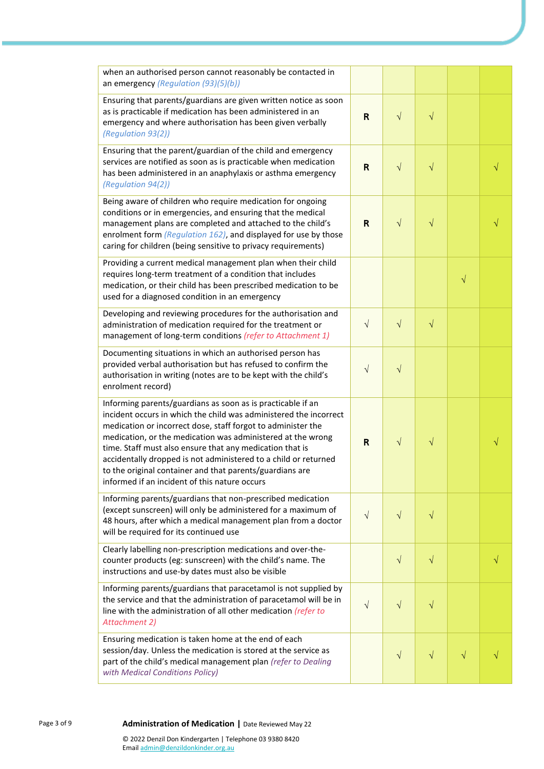| | | | | | |
|---|---|---|---|---|---|
| when an authorised person cannot reasonably be contacted in an emergency *(Regulation (93)(5)(b))* | | | | | |
| Ensuring that parents/guardians are given written notice as soon as is practicable if medication has been administered in an emergency and where authorisation has been given verbally *(Regulation 93(2))* | **R** | √ | √ | | |
| Ensuring that the parent/guardian of the child and emergency services are notified as soon as is practicable when medication has been administered in an anaphylaxis or asthma emergency *(Regulation 94(2))* | **R** | √ | √ | | √ |
| Being aware of children who require medication for ongoing conditions or in emergencies, and ensuring that the medical management plans are completed and attached to the child's enrolment form *(Regulation 162)*, and displayed for use by those caring for children (being sensitive to privacy requirements) | **R** | √ | √ | | √ |
| Providing a current medical management plan when their child requires long-term treatment of a condition that includes medication, or their child has been prescribed medication to be used for a diagnosed condition in an emergency | | | | √ | |
| Developing and reviewing procedures for the authorisation and administration of medication required for the treatment or management of long-term conditions *(refer to Attachment 1)* | √ | √ | √ | | |
| Documenting situations in which an authorised person has provided verbal authorisation but has refused to confirm the authorisation in writing (notes are to be kept with the child's enrolment record) | √ | √ | | | |
| Informing parents/guardians as soon as is practicable if an incident occurs in which the child was administered the incorrect medication or incorrect dose, staff forgot to administer the medication, or the medication was administered at the wrong time. Staff must also ensure that any medication that is accidentally dropped is not administered to a child or returned to the original container and that parents/guardians are informed if an incident of this nature occurs | **R** | √ | √ | | √ |
| Informing parents/guardians that non-prescribed medication (except sunscreen) will only be administered for a maximum of 48 hours, after which a medical management plan from a doctor will be required for its continued use | √ | √ | √ | | |
| Clearly labelling non-prescription medications and over-the-counter products (eg: sunscreen) with the child's name. The instructions and use-by dates must also be visible | | √ | √ | | √ |
| Informing parents/guardians that paracetamol is not supplied by the service and that the administration of paracetamol will be in line with the administration of all other medication *(refer to Attachment 2)* | √ | √ | √ | | |
| Ensuring medication is taken home at the end of each session/day. Unless the medication is stored at the service as part of the child's medical management plan *(refer to Dealing with Medical Conditions Policy)* | | √ | √ | √ | √ |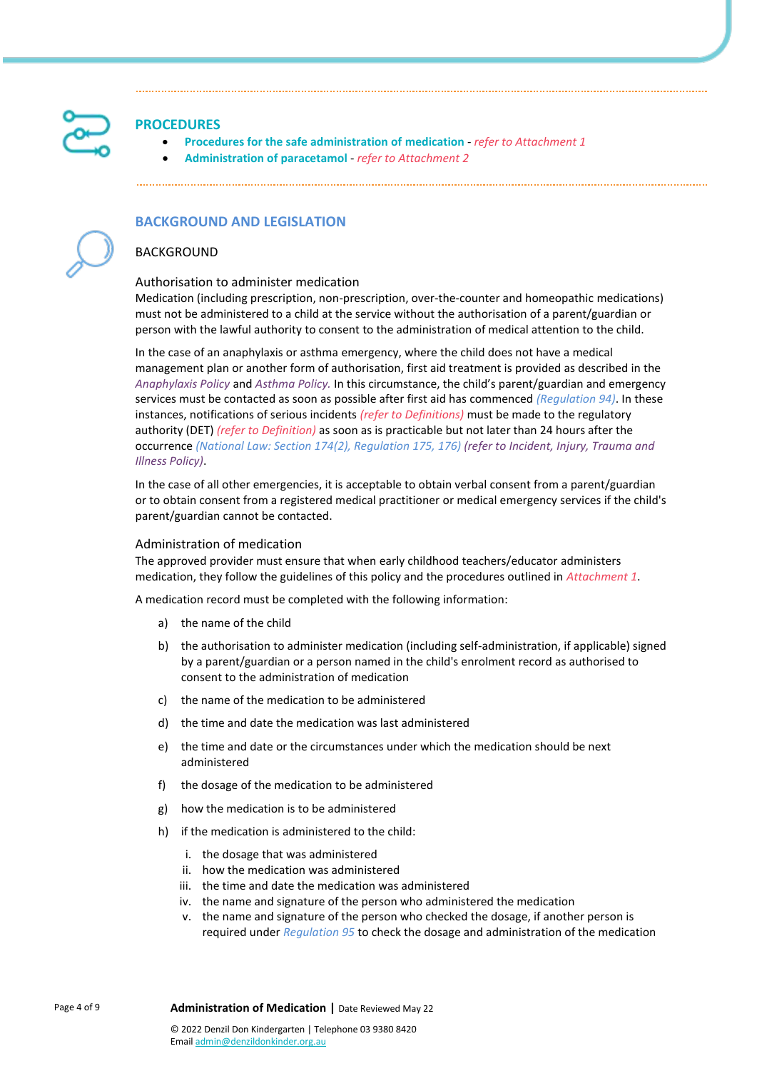## PROCEDURES

- **Procedures for the safe administration of medication** - *refer to Attachment 1*
- **Administration of paracetamol** - *refer to Attachment 2*

## BACKGROUND AND LEGISLATION

### BACKGROUND

#### Authorisation to administer medication

Medication (including prescription, non-prescription, over-the-counter and homeopathic medications) must not be administered to a child at the service without the authorisation of a parent/guardian or person with the lawful authority to consent to the administration of medical attention to the child.

In the case of an anaphylaxis or asthma emergency, where the child does not have a medical management plan or another form of authorisation, first aid treatment is provided as described in the *Anaphylaxis Policy* and *Asthma Policy*. In this circumstance, the child's parent/guardian and emergency services must be contacted as soon as possible after first aid has commenced *(Regulation 94)*. In these instances, notifications of serious incidents *(refer to Definitions)* must be made to the regulatory authority (DET) *(refer to Definition)* as soon as is practicable but not later than 24 hours after the occurrence *(National Law: Section 174(2), Regulation 175, 176) (refer to Incident, Injury, Trauma and Illness Policy)*.

In the case of all other emergencies, it is acceptable to obtain verbal consent from a parent/guardian or to obtain consent from a registered medical practitioner or medical emergency services if the child's parent/guardian cannot be contacted.

#### Administration of medication

The approved provider must ensure that when early childhood teachers/educator administers medication, they follow the guidelines of this policy and the procedures outlined in *Attachment 1*.

A medication record must be completed with the following information:

a) the name of the child

b) the authorisation to administer medication (including self-administration, if applicable) signed by a parent/guardian or a person named in the child's enrolment record as authorised to consent to the administration of medication

c) the name of the medication to be administered

d) the time and date the medication was last administered

e) the time and date or the circumstances under which the medication should be next administered

f) the dosage of the medication to be administered

g) how the medication is to be administered

h) if the medication is administered to the child:

   i. the dosage that was administered
   ii. how the medication was administered
   iii. the time and date the medication was administered
   iv. the name and signature of the person who administered the medication
   v. the name and signature of the person who checked the dosage, if another person is required under *Regulation 95* to check the dosage and administration of the medication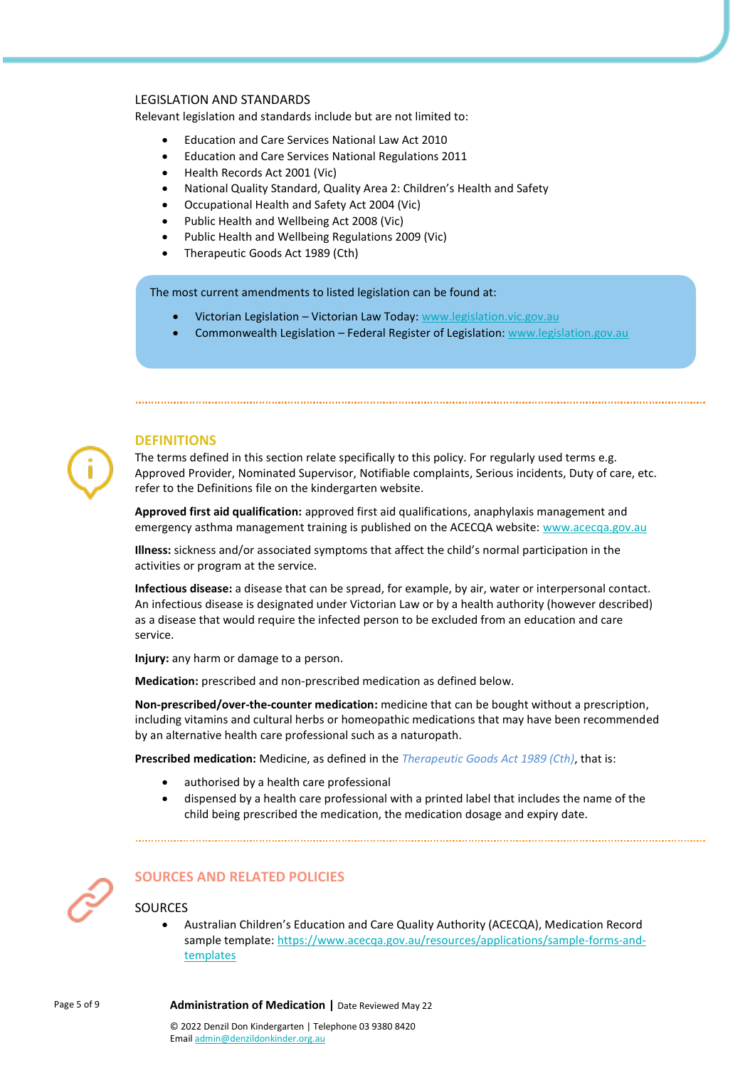### LEGISLATION AND STANDARDS

Relevant legislation and standards include but are not limited to:

- Education and Care Services National Law Act 2010
- Education and Care Services National Regulations 2011
- Health Records Act 2001 (Vic)
- National Quality Standard, Quality Area 2: Children's Health and Safety
- Occupational Health and Safety Act 2004 (Vic)
- Public Health and Wellbeing Act 2008 (Vic)
- Public Health and Wellbeing Regulations 2009 (Vic)
- Therapeutic Goods Act 1989 (Cth)

The most current amendments to listed legislation can be found at:

- Victorian Legislation – Victorian Law Today: www.legislation.vic.gov.au
- Commonwealth Legislation – Federal Register of Legislation: www.legislation.gov.au

## DEFINITIONS

The terms defined in this section relate specifically to this policy. For regularly used terms e.g. Approved Provider, Nominated Supervisor, Notifiable complaints, Serious incidents, Duty of care, etc. refer to the Definitions file on the kindergarten website.

**Approved first aid qualification:** approved first aid qualifications, anaphylaxis management and emergency asthma management training is published on the ACECQA website: www.acecqa.gov.au

**Illness:** sickness and/or associated symptoms that affect the child's normal participation in the activities or program at the service.

**Infectious disease:** a disease that can be spread, for example, by air, water or interpersonal contact. An infectious disease is designated under Victorian Law or by a health authority (however described) as a disease that would require the infected person to be excluded from an education and care service.

**Injury:** any harm or damage to a person.

**Medication:** prescribed and non-prescribed medication as defined below.

**Non-prescribed/over-the-counter medication:** medicine that can be bought without a prescription, including vitamins and cultural herbs or homeopathic medications that may have been recommended by an alternative health care professional such as a naturopath.

**Prescribed medication:** Medicine, as defined in the *Therapeutic Goods Act 1989 (Cth)*, that is:

- authorised by a health care professional
- dispensed by a health care professional with a printed label that includes the name of the child being prescribed the medication, the medication dosage and expiry date.

## SOURCES AND RELATED POLICIES

### SOURCES

- Australian Children's Education and Care Quality Authority (ACECQA), Medication Record sample template: https://www.acecqa.gov.au/resources/applications/sample-forms-and-templates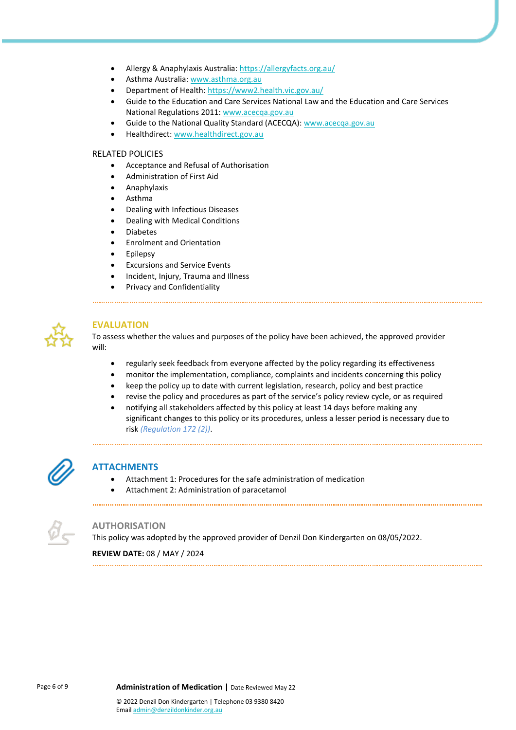- Allergy & Anaphylaxis Australia: https://allergyfacts.org.au/
- Asthma Australia: www.asthma.org.au
- Department of Health: https://www2.health.vic.gov.au/
- Guide to the Education and Care Services National Law and the Education and Care Services National Regulations 2011: www.acecqa.gov.au
- Guide to the National Quality Standard (ACECQA): www.acecqa.gov.au
- Healthdirect: www.healthdirect.gov.au

RELATED POLICIES

- Acceptance and Refusal of Authorisation
- Administration of First Aid
- Anaphylaxis
- Asthma
- Dealing with Infectious Diseases
- Dealing with Medical Conditions
- Diabetes
- Enrolment and Orientation
- Epilepsy
- Excursions and Service Events
- Incident, Injury, Trauma and Illness
- Privacy and Confidentiality

## EVALUATION

To assess whether the values and purposes of the policy have been achieved, the approved provider will:

- regularly seek feedback from everyone affected by the policy regarding its effectiveness
- monitor the implementation, compliance, complaints and incidents concerning this policy
- keep the policy up to date with current legislation, research, policy and best practice
- revise the policy and procedures as part of the service's policy review cycle, or as required
- notifying all stakeholders affected by this policy at least 14 days before making any significant changes to this policy or its procedures, unless a lesser period is necessary due to risk *(Regulation 172 (2))*.

## ATTACHMENTS

- Attachment 1: Procedures for the safe administration of medication
- Attachment 2: Administration of paracetamol

## AUTHORISATION

This policy was adopted by the approved provider of Denzil Don Kindergarten on 08/05/2022.

**REVIEW DATE:** 08 / MAY / 2024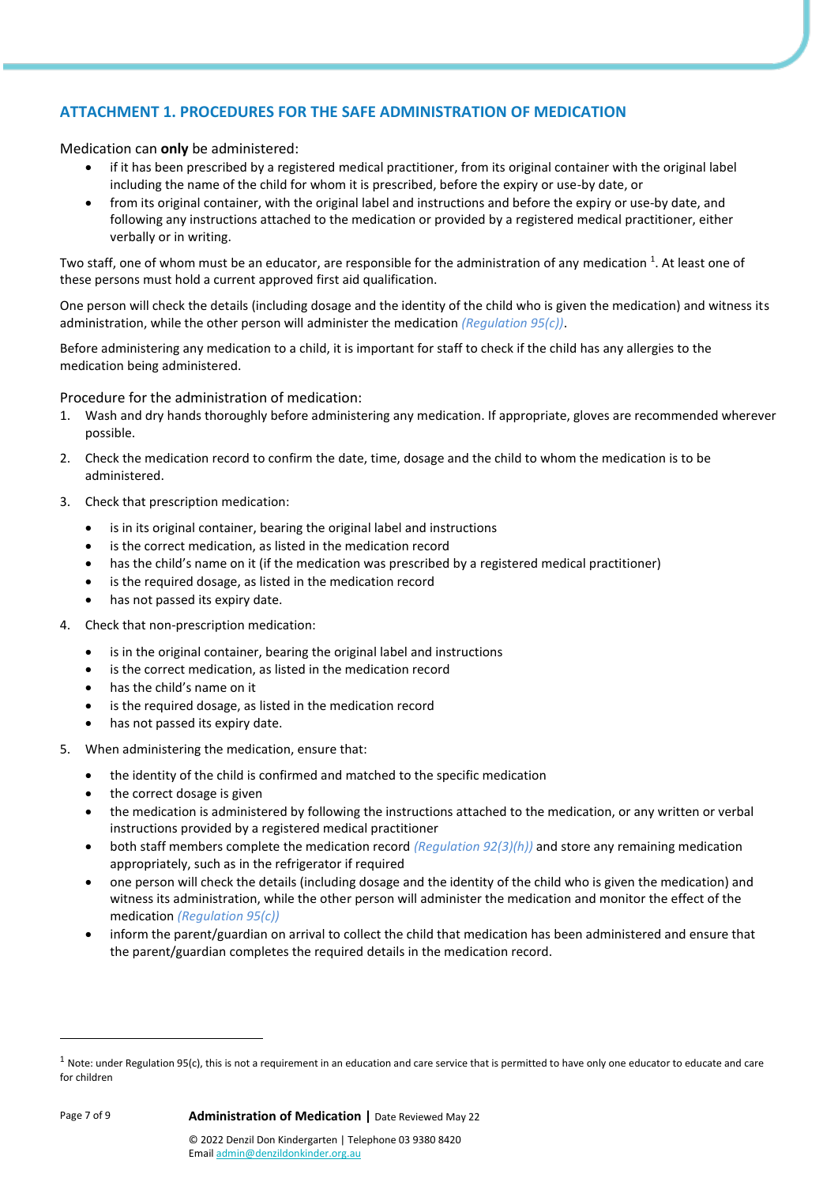## ATTACHMENT 1. PROCEDURES FOR THE SAFE ADMINISTRATION OF MEDICATION

Medication can **only** be administered:

- if it has been prescribed by a registered medical practitioner, from its original container with the original label including the name of the child for whom it is prescribed, before the expiry or use-by date, or
- from its original container, with the original label and instructions and before the expiry or use-by date, and following any instructions attached to the medication or provided by a registered medical practitioner, either verbally or in writing.

Two staff, one of whom must be an educator, are responsible for the administration of any medication [1]. At least one of these persons must hold a current approved first aid qualification.

One person will check the details (including dosage and the identity of the child who is given the medication) and witness its administration, while the other person will administer the medication *(Regulation 95(c))*.

Before administering any medication to a child, it is important for staff to check if the child has any allergies to the medication being administered.

Procedure for the administration of medication:

1. Wash and dry hands thoroughly before administering any medication. If appropriate, gloves are recommended wherever possible.
2. Check the medication record to confirm the date, time, dosage and the child to whom the medication is to be administered.
3. Check that prescription medication:
   - is in its original container, bearing the original label and instructions
   - is the correct medication, as listed in the medication record
   - has the child's name on it (if the medication was prescribed by a registered medical practitioner)
   - is the required dosage, as listed in the medication record
   - has not passed its expiry date.
4. Check that non-prescription medication:
   - is in the original container, bearing the original label and instructions
   - is the correct medication, as listed in the medication record
   - has the child's name on it
   - is the required dosage, as listed in the medication record
   - has not passed its expiry date.
5. When administering the medication, ensure that:
   - the identity of the child is confirmed and matched to the specific medication
   - the correct dosage is given
   - the medication is administered by following the instructions attached to the medication, or any written or verbal instructions provided by a registered medical practitioner
   - both staff members complete the medication record *(Regulation 92(3)(h))* and store any remaining medication appropriately, such as in the refrigerator if required
   - one person will check the details (including dosage and the identity of the child who is given the medication) and witness its administration, while the other person will administer the medication and monitor the effect of the medication *(Regulation 95(c))*
   - inform the parent/guardian on arrival to collect the child that medication has been administered and ensure that the parent/guardian completes the required details in the medication record.

---

[1] Note: under Regulation 95(c), this is not a requirement in an education and care service that is permitted to have only one educator to educate and care for children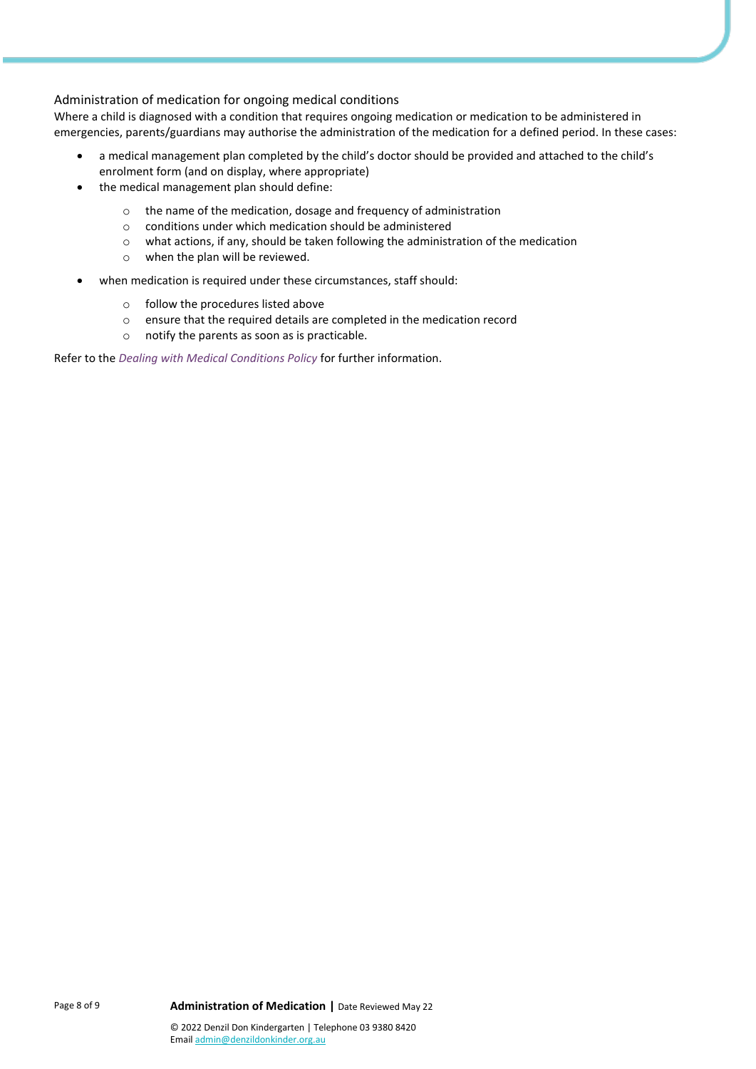### Administration of medication for ongoing medical conditions

Where a child is diagnosed with a condition that requires ongoing medication or medication to be administered in emergencies, parents/guardians may authorise the administration of the medication for a defined period. In these cases:

- a medical management plan completed by the child's doctor should be provided and attached to the child's enrolment form (and on display, where appropriate)
- the medical management plan should define:
  - the name of the medication, dosage and frequency of administration
  - conditions under which medication should be administered
  - what actions, if any, should be taken following the administration of the medication
  - when the plan will be reviewed.
- when medication is required under these circumstances, staff should:
  - follow the procedures listed above
  - ensure that the required details are completed in the medication record
  - notify the parents as soon as is practicable.

Refer to the *Dealing with Medical Conditions Policy* for further information.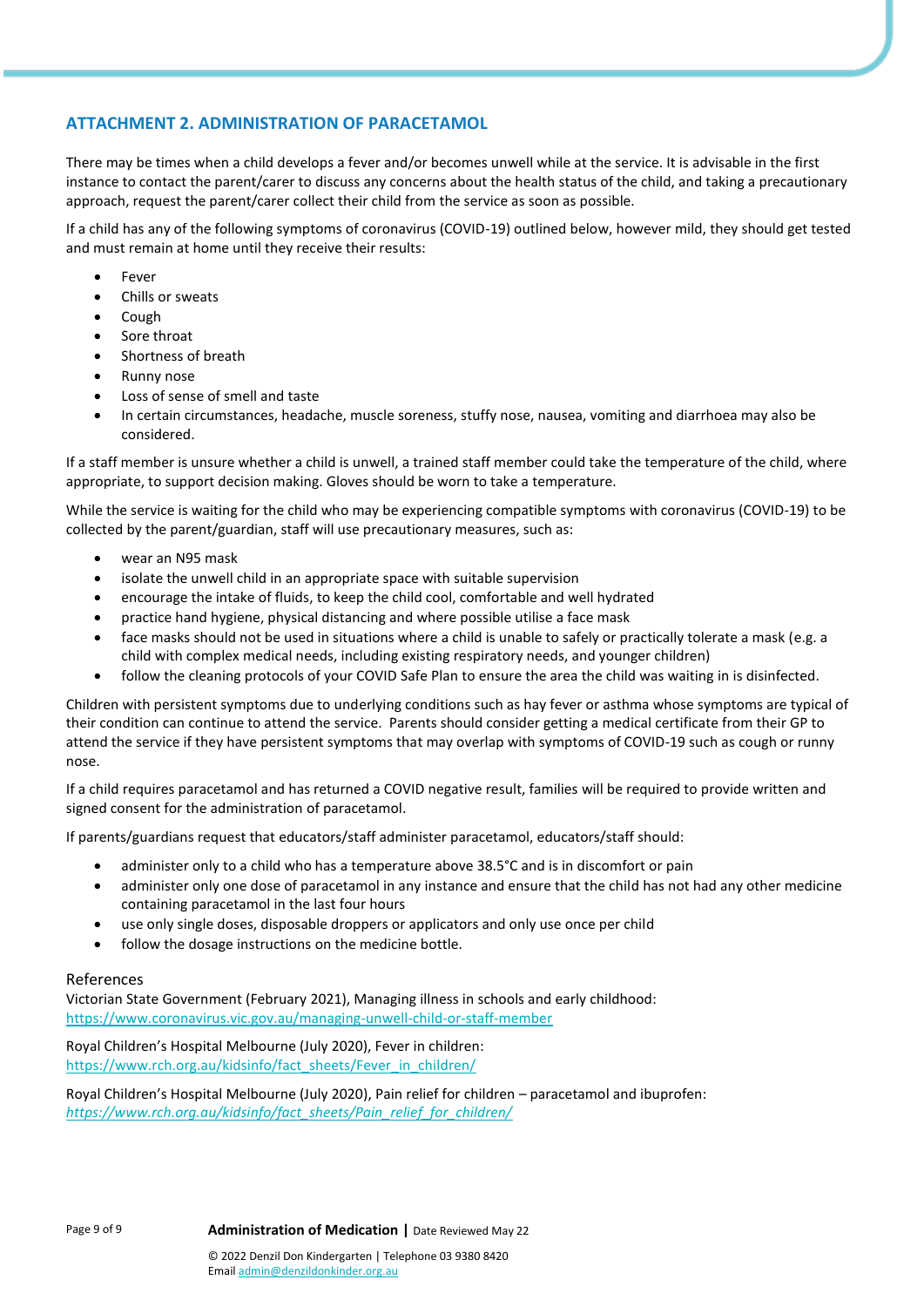## ATTACHMENT 2. ADMINISTRATION OF PARACETAMOL

There may be times when a child develops a fever and/or becomes unwell while at the service. It is advisable in the first instance to contact the parent/carer to discuss any concerns about the health status of the child, and taking a precautionary approach, request the parent/carer collect their child from the service as soon as possible.

If a child has any of the following symptoms of coronavirus (COVID-19) outlined below, however mild, they should get tested and must remain at home until they receive their results:

- Fever
- Chills or sweats
- Cough
- Sore throat
- Shortness of breath
- Runny nose
- Loss of sense of smell and taste
- In certain circumstances, headache, muscle soreness, stuffy nose, nausea, vomiting and diarrhoea may also be considered.

If a staff member is unsure whether a child is unwell, a trained staff member could take the temperature of the child, where appropriate, to support decision making. Gloves should be worn to take a temperature.

While the service is waiting for the child who may be experiencing compatible symptoms with coronavirus (COVID-19) to be collected by the parent/guardian, staff will use precautionary measures, such as:

- wear an N95 mask
- isolate the unwell child in an appropriate space with suitable supervision
- encourage the intake of fluids, to keep the child cool, comfortable and well hydrated
- practice hand hygiene, physical distancing and where possible utilise a face mask
- face masks should not be used in situations where a child is unable to safely or practically tolerate a mask (e.g. a child with complex medical needs, including existing respiratory needs, and younger children)
- follow the cleaning protocols of your COVID Safe Plan to ensure the area the child was waiting in is disinfected.

Children with persistent symptoms due to underlying conditions such as hay fever or asthma whose symptoms are typical of their condition can continue to attend the service. Parents should consider getting a medical certificate from their GP to attend the service if they have persistent symptoms that may overlap with symptoms of COVID-19 such as cough or runny nose.

If a child requires paracetamol and has returned a COVID negative result, families will be required to provide written and signed consent for the administration of paracetamol.

If parents/guardians request that educators/staff administer paracetamol, educators/staff should:

- administer only to a child who has a temperature above 38.5°C and is in discomfort or pain
- administer only one dose of paracetamol in any instance and ensure that the child has not had any other medicine containing paracetamol in the last four hours
- use only single doses, disposable droppers or applicators and only use once per child
- follow the dosage instructions on the medicine bottle.

### References

Victorian State Government (February 2021), Managing illness in schools and early childhood: https://www.coronavirus.vic.gov.au/managing-unwell-child-or-staff-member

Royal Children's Hospital Melbourne (July 2020), Fever in children: https://www.rch.org.au/kidsinfo/fact_sheets/Fever_in_children/

Royal Children's Hospital Melbourne (July 2020), Pain relief for children – paracetamol and ibuprofen: *https://www.rch.org.au/kidsinfo/fact_sheets/Pain_relief_for_children/*